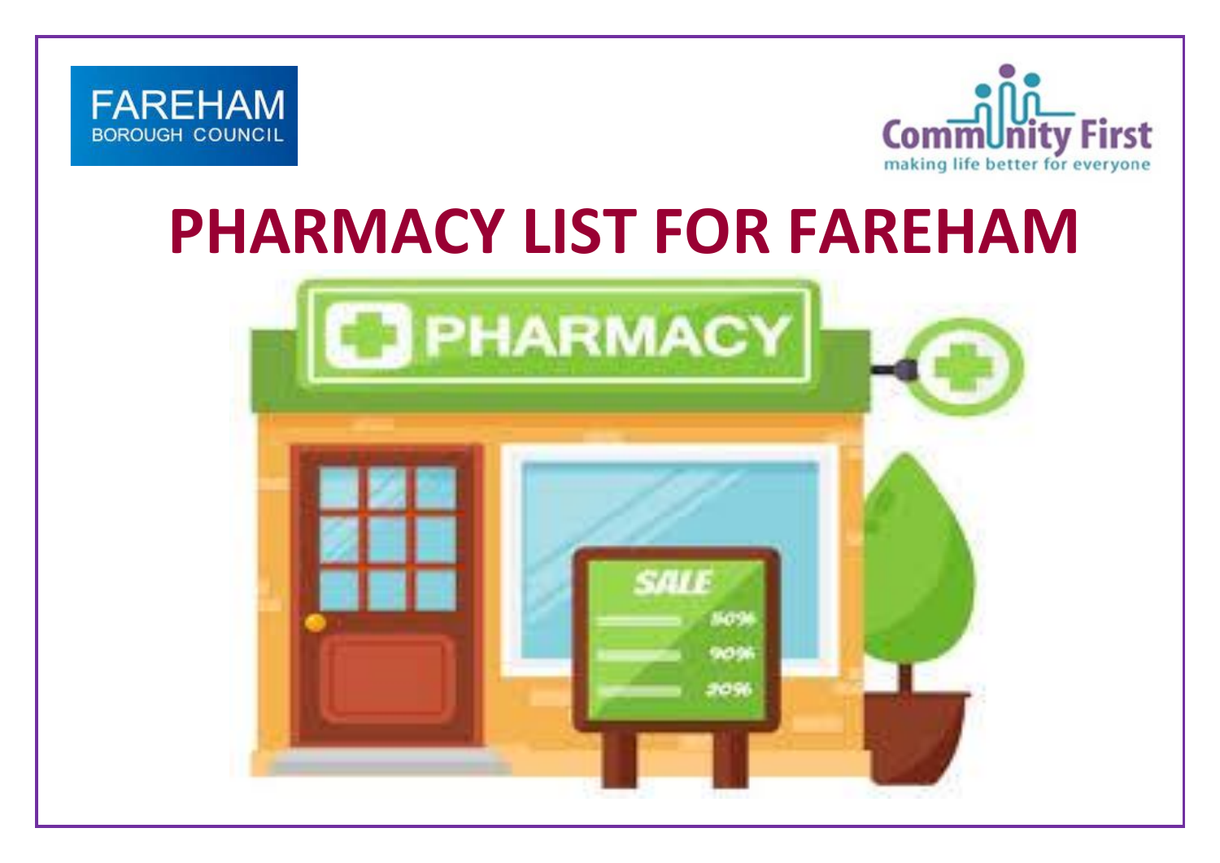FAREHAM
BOROUGH COUNCIL

Community First
making life better for everyone

# PHARMACY LIST FOR FAREHAM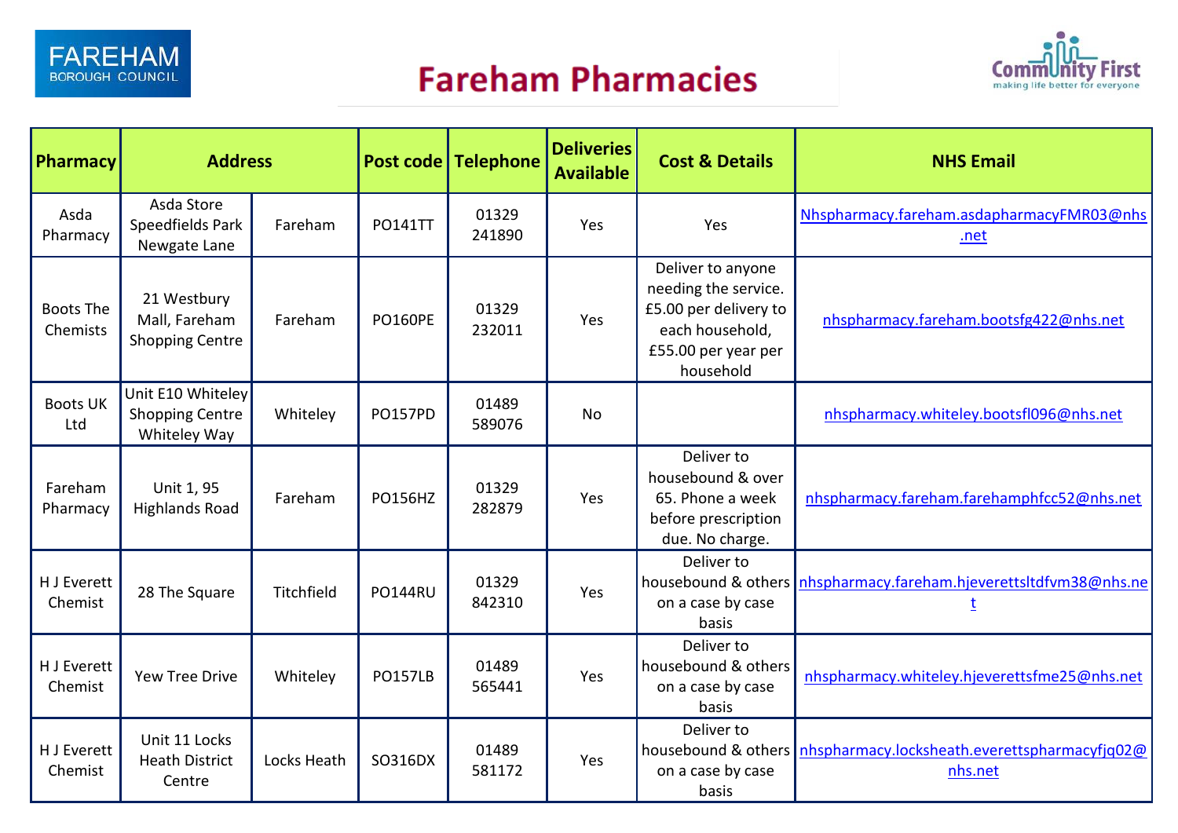FAREHAM BOROUGH COUNCIL

# Fareham Pharmacies

Community First – making life better for everyone

| Pharmacy | Address | | Post code | Telephone | Deliveries Available | Cost & Details | NHS Email |
|---|---|---|---|---|---|---|---|
| Asda Pharmacy | Asda Store Speedfields Park Newgate Lane | Fareham | PO141TT | 01329 241890 | Yes | Yes | Nhspharmacy.fareham.asdapharmacyFMR03@nhs.net |
| Boots The Chemists | 21 Westbury Mall, Fareham Shopping Centre | Fareham | PO160PE | 01329 232011 | Yes | Deliver to anyone needing the service. £5.00 per delivery to each household, £55.00 per year per household | nhspharmacy.fareham.bootsfg422@nhs.net |
| Boots UK Ltd | Unit E10 Whiteley Shopping Centre Whiteley Way | Whiteley | PO157PD | 01489 589076 | No | | nhspharmacy.whiteley.bootsfl096@nhs.net |
| Fareham Pharmacy | Unit 1, 95 Highlands Road | Fareham | PO156HZ | 01329 282879 | Yes | Deliver to housebound & over 65. Phone a week before prescription due. No charge. | nhspharmacy.fareham.farehamphfcc52@nhs.net |
| H J Everett Chemist | 28 The Square | Titchfield | PO144RU | 01329 842310 | Yes | Deliver to housebound & others on a case by case basis | nhspharmacy.fareham.hjeverettsltdfvm38@nhs.net |
| H J Everett Chemist | Yew Tree Drive | Whiteley | PO157LB | 01489 565441 | Yes | Deliver to housebound & others on a case by case basis | nhspharmacy.whiteley.hjeverettsfme25@nhs.net |
| H J Everett Chemist | Unit 11 Locks Heath District Centre | Locks Heath | SO316DX | 01489 581172 | Yes | Deliver to housebound & others on a case by case basis | nhspharmacy.locksheath.everettspharmacyfjq02@nhs.net |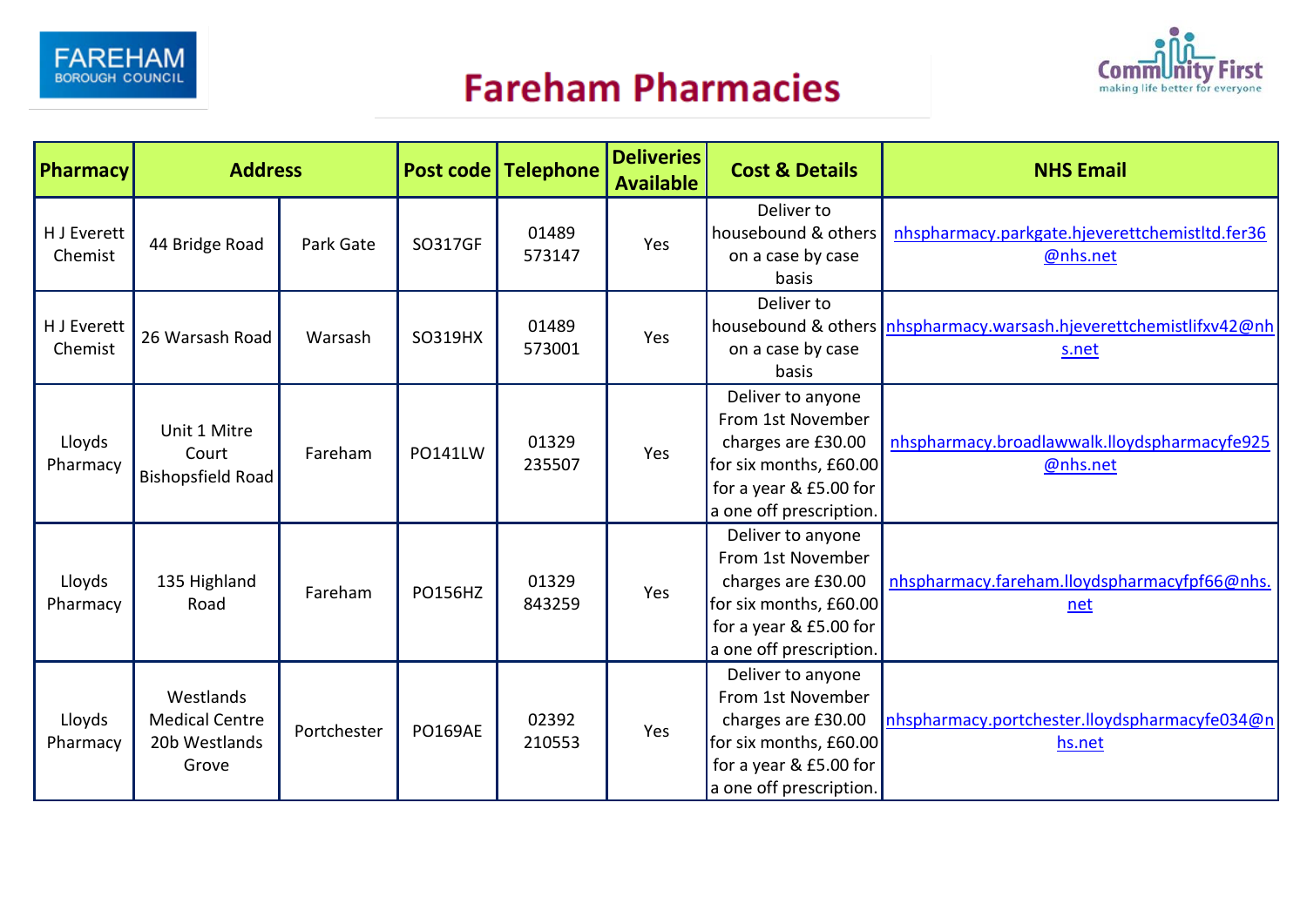# Fareham Pharmacies

| Pharmacy | Address | | Post code | Telephone | Deliveries Available | Cost & Details | NHS Email |
|---|---|---|---|---|---|---|---|
| H J Everett Chemist | 44 Bridge Road | Park Gate | SO317GF | 01489 573147 | Yes | Deliver to housebound & others on a case by case basis | nhspharmacy.parkgate.hjeverettchemistltd.fer36@nhs.net |
| H J Everett Chemist | 26 Warsash Road | Warsash | SO319HX | 01489 573001 | Yes | Deliver to housebound & others on a case by case basis | nhspharmacy.warsash.hjeverettchemistlifxv42@nhs.net |
| Lloyds Pharmacy | Unit 1 Mitre Court Bishopsfield Road | Fareham | PO141LW | 01329 235507 | Yes | Deliver to anyone From 1st November charges are £30.00 for six months, £60.00 for a year & £5.00 for a one off prescription. | nhspharmacy.broadlawwalk.lloydspharmacyfe925@nhs.net |
| Lloyds Pharmacy | 135 Highland Road | Fareham | PO156HZ | 01329 843259 | Yes | Deliver to anyone From 1st November charges are £30.00 for six months, £60.00 for a year & £5.00 for a one off prescription. | nhspharmacy.fareham.lloydspharmacyfpf66@nhs.net |
| Lloyds Pharmacy | Westlands Medical Centre 20b Westlands Grove | Portchester | PO169AE | 02392 210553 | Yes | Deliver to anyone From 1st November charges are £30.00 for six months, £60.00 for a year & £5.00 for a one off prescription. | nhspharmacy.portchester.lloydspharmacyfe034@nhs.net |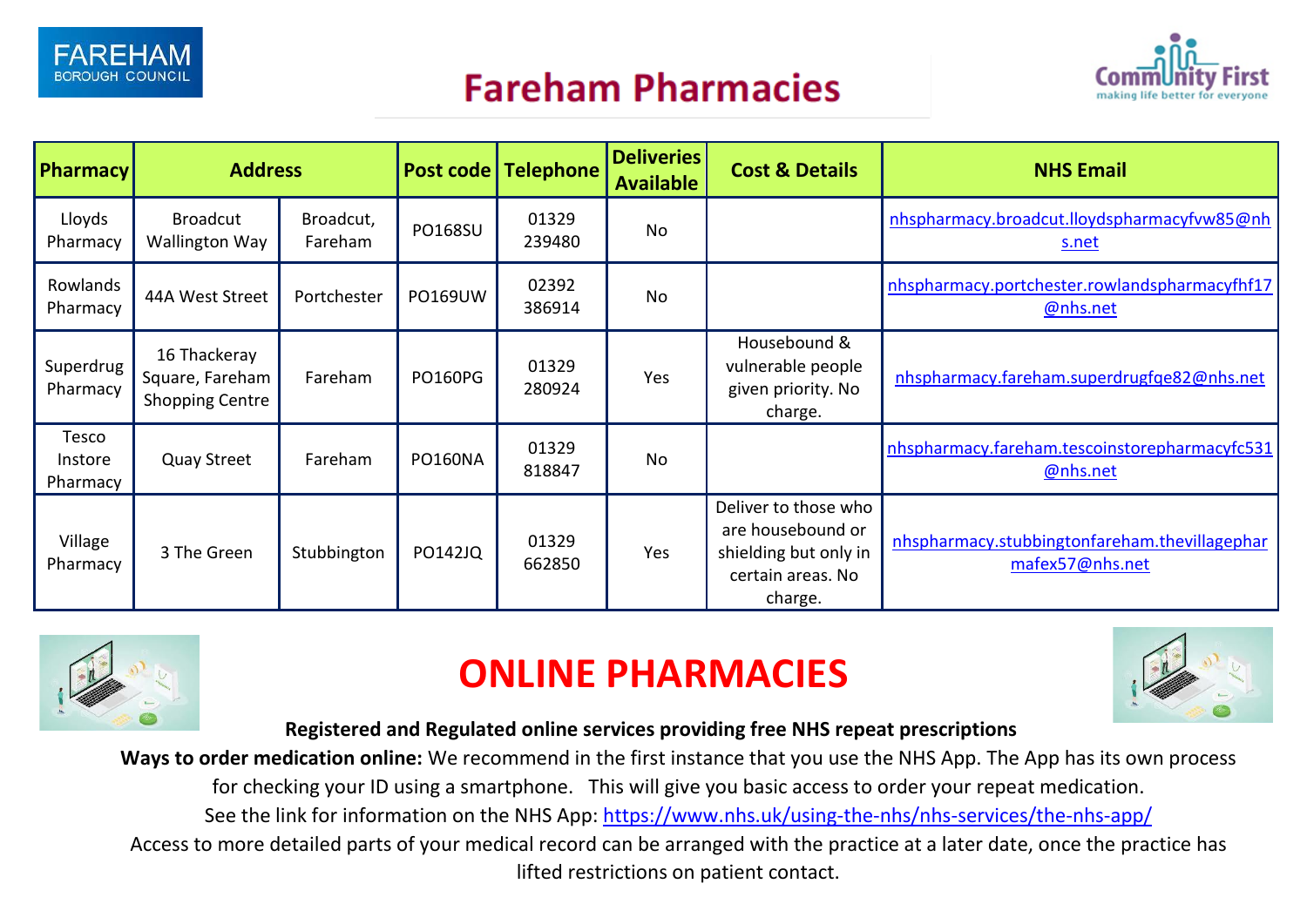# Fareham Pharmacies

| Pharmacy | Address | | Post code | Telephone | Deliveries Available | Cost & Details | NHS Email |
|---|---|---|---|---|---|---|---|
| Lloyds Pharmacy | Broadcut Wallington Way | Broadcut, Fareham | PO168SU | 01329 239480 | No | | nhspharmacy.broadcut.lloydspharmacyfvw85@nhs.net |
| Rowlands Pharmacy | 44A West Street | Portchester | PO169UW | 02392 386914 | No | | nhspharmacy.portchester.rowlandspharmacyfhf17@nhs.net |
| Superdrug Pharmacy | 16 Thackeray Square, Fareham Shopping Centre | Fareham | PO160PG | 01329 280924 | Yes | Housebound & vulnerable people given priority. No charge. | nhspharmacy.fareham.superdrugfqe82@nhs.net |
| Tesco Instore Pharmacy | Quay Street | Fareham | PO160NA | 01329 818847 | No | | nhspharmacy.fareham.tescoinstorepharmacyfc531@nhs.net |
| Village Pharmacy | 3 The Green | Stubbington | PO142JQ | 01329 662850 | Yes | Deliver to those who are housebound or shielding but only in certain areas. No charge. | nhspharmacy.stubbingtonfareham.thevillagepharmafex57@nhs.net |

## ONLINE PHARMACIES

**Registered and Regulated online services providing free NHS repeat prescriptions**

**Ways to order medication online:** We recommend in the first instance that you use the NHS App. The App has its own process for checking your ID using a smartphone. This will give you basic access to order your repeat medication.

See the link for information on the NHS App: https://www.nhs.uk/using-the-nhs/nhs-services/the-nhs-app/

Access to more detailed parts of your medical record can be arranged with the practice at a later date, once the practice has lifted restrictions on patient contact.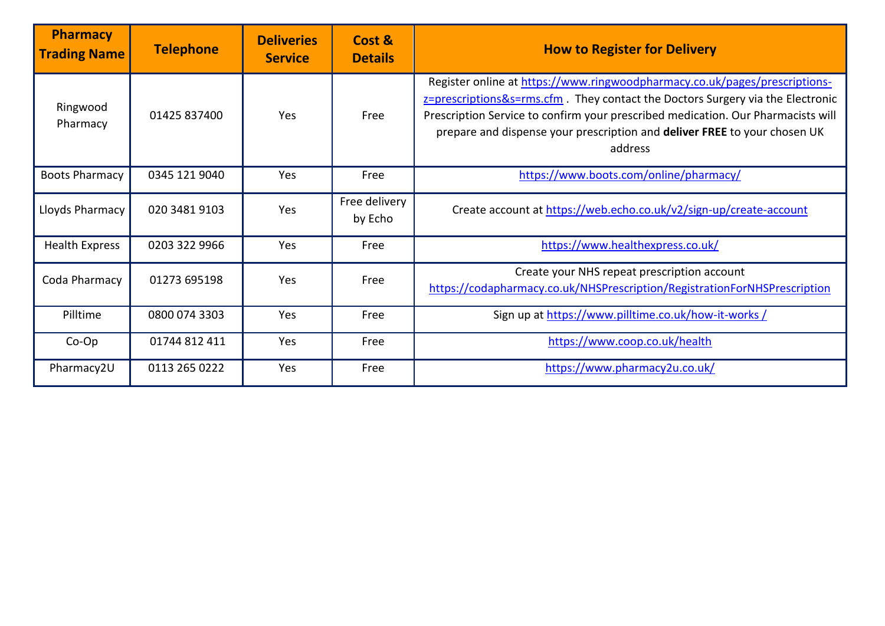| Pharmacy Trading Name | Telephone | Deliveries Service | Cost & Details | How to Register for Delivery |
|---|---|---|---|---|
| Ringwood Pharmacy | 01425 837400 | Yes | Free | Register online at https://www.ringwoodpharmacy.co.uk/pages/prescriptions-z=prescriptions&s=rms.cfm . They contact the Doctors Surgery via the Electronic Prescription Service to confirm your prescribed medication. Our Pharmacists will prepare and dispense your prescription and **deliver FREE** to your chosen UK address |
| Boots Pharmacy | 0345 121 9040 | Yes | Free | https://www.boots.com/online/pharmacy/ |
| Lloyds Pharmacy | 020 3481 9103 | Yes | Free delivery by Echo | Create account at https://web.echo.co.uk/v2/sign-up/create-account |
| Health Express | 0203 322 9966 | Yes | Free | https://www.healthexpress.co.uk/ |
| Coda Pharmacy | 01273 695198 | Yes | Free | Create your NHS repeat prescription account https://codapharmacy.co.uk/NHSPrescription/RegistrationForNHSPrescription |
| Pilltime | 0800 074 3303 | Yes | Free | Sign up at https://www.pilltime.co.uk/how-it-works / |
| Co-Op | 01744 812 411 | Yes | Free | https://www.coop.co.uk/health |
| Pharmacy2U | 0113 265 0222 | Yes | Free | https://www.pharmacy2u.co.uk/ |